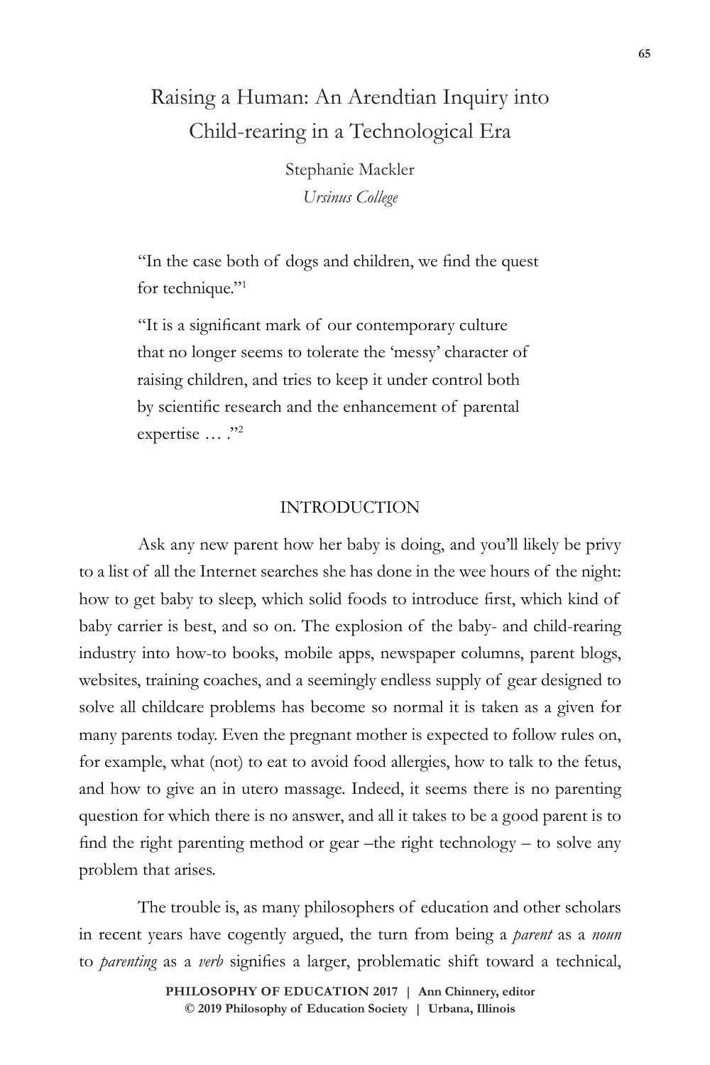# Raising a Human: An Arendtian Inquiry into Child-rearing in a Technological Era

Stephanie Mackler
*Ursinus College*

> "In the case both of dogs and children, we find the quest for technique."[1]

> "It is a significant mark of our contemporary culture that no longer seems to tolerate the 'messy' character of raising children, and tries to keep it under control both by scientific research and the enhancement of parental expertise … ."[2]

## INTRODUCTION

Ask any new parent how her baby is doing, and you'll likely be privy to a list of all the Internet searches she has done in the wee hours of the night: how to get baby to sleep, which solid foods to introduce first, which kind of baby carrier is best, and so on. The explosion of the baby- and child-rearing industry into how-to books, mobile apps, newspaper columns, parent blogs, websites, training coaches, and a seemingly endless supply of gear designed to solve all childcare problems has become so normal it is taken as a given for many parents today. Even the pregnant mother is expected to follow rules on, for example, what (not) to eat to avoid food allergies, how to talk to the fetus, and how to give an in utero massage. Indeed, it seems there is no parenting question for which there is no answer, and all it takes to be a good parent is to find the right parenting method or gear –the right technology – to solve any problem that arises.

The trouble is, as many philosophers of education and other scholars in recent years have cogently argued, the turn from being a *parent* as a *noun* to *parenting* as a *verb* signifies a larger, problematic shift toward a technical,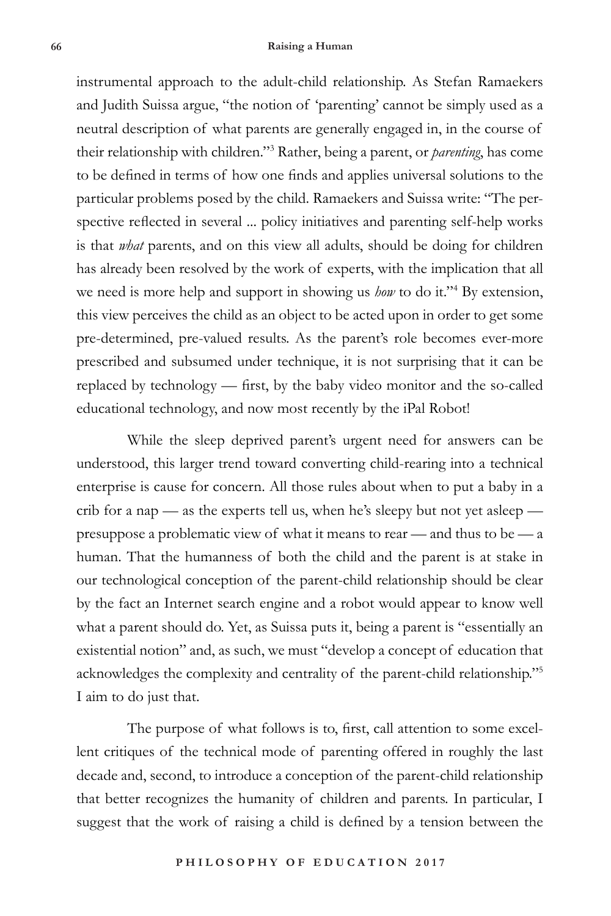instrumental approach to the adult-child relationship. As Stefan Ramaekers and Judith Suissa argue, "the notion of 'parenting' cannot be simply used as a neutral description of what parents are generally engaged in, in the course of their relationship with children."[3] Rather, being a parent, or *parenting*, has come to be defined in terms of how one finds and applies universal solutions to the particular problems posed by the child. Ramaekers and Suissa write: "The perspective reflected in several ... policy initiatives and parenting self-help works is that *what* parents, and on this view all adults, should be doing for children has already been resolved by the work of experts, with the implication that all we need is more help and support in showing us *how* to do it."[4] By extension, this view perceives the child as an object to be acted upon in order to get some pre-determined, pre-valued results. As the parent's role becomes ever-more prescribed and subsumed under technique, it is not surprising that it can be replaced by technology — first, by the baby video monitor and the so-called educational technology, and now most recently by the iPal Robot!

While the sleep deprived parent's urgent need for answers can be understood, this larger trend toward converting child-rearing into a technical enterprise is cause for concern. All those rules about when to put a baby in a crib for a nap — as the experts tell us, when he's sleepy but not yet asleep — presuppose a problematic view of what it means to rear — and thus to be — a human. That the humanness of both the child and the parent is at stake in our technological conception of the parent-child relationship should be clear by the fact an Internet search engine and a robot would appear to know well what a parent should do. Yet, as Suissa puts it, being a parent is "essentially an existential notion" and, as such, we must "develop a concept of education that acknowledges the complexity and centrality of the parent-child relationship."[5] I aim to do just that.

The purpose of what follows is to, first, call attention to some excellent critiques of the technical mode of parenting offered in roughly the last decade and, second, to introduce a conception of the parent-child relationship that better recognizes the humanity of children and parents. In particular, I suggest that the work of raising a child is defined by a tension between the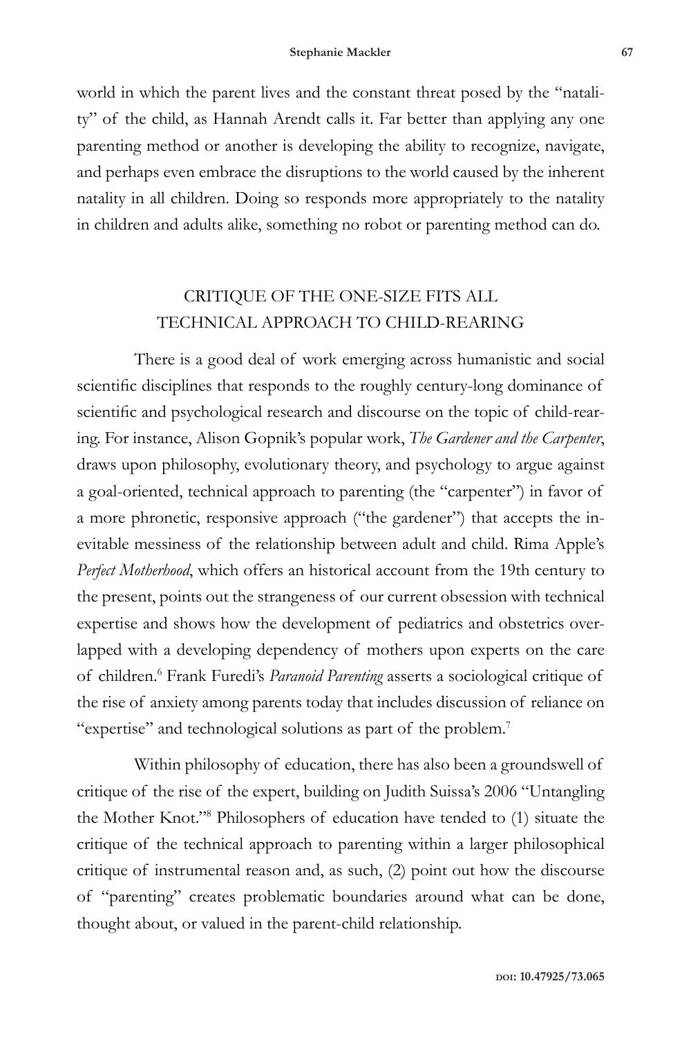world in which the parent lives and the constant threat posed by the "natality" of the child, as Hannah Arendt calls it. Far better than applying any one parenting method or another is developing the ability to recognize, navigate, and perhaps even embrace the disruptions to the world caused by the inherent natality in all children. Doing so responds more appropriately to the natality in children and adults alike, something no robot or parenting method can do.

## CRITIQUE OF THE ONE-SIZE FITS ALL TECHNICAL APPROACH TO CHILD-REARING

There is a good deal of work emerging across humanistic and social scientific disciplines that responds to the roughly century-long dominance of scientific and psychological research and discourse on the topic of child-rearing. For instance, Alison Gopnik's popular work, *The Gardener and the Carpenter*, draws upon philosophy, evolutionary theory, and psychology to argue against a goal-oriented, technical approach to parenting (the "carpenter") in favor of a more phronetic, responsive approach ("the gardener") that accepts the inevitable messiness of the relationship between adult and child. Rima Apple's *Perfect Motherhood*, which offers an historical account from the 19th century to the present, points out the strangeness of our current obsession with technical expertise and shows how the development of pediatrics and obstetrics overlapped with a developing dependency of mothers upon experts on the care of children.[6] Frank Furedi's *Paranoid Parenting* asserts a sociological critique of the rise of anxiety among parents today that includes discussion of reliance on "expertise" and technological solutions as part of the problem.[7]

Within philosophy of education, there has also been a groundswell of critique of the rise of the expert, building on Judith Suissa's 2006 "Untangling the Mother Knot."[8] Philosophers of education have tended to (1) situate the critique of the technical approach to parenting within a larger philosophical critique of instrumental reason and, as such, (2) point out how the discourse of "parenting" creates problematic boundaries around what can be done, thought about, or valued in the parent-child relationship.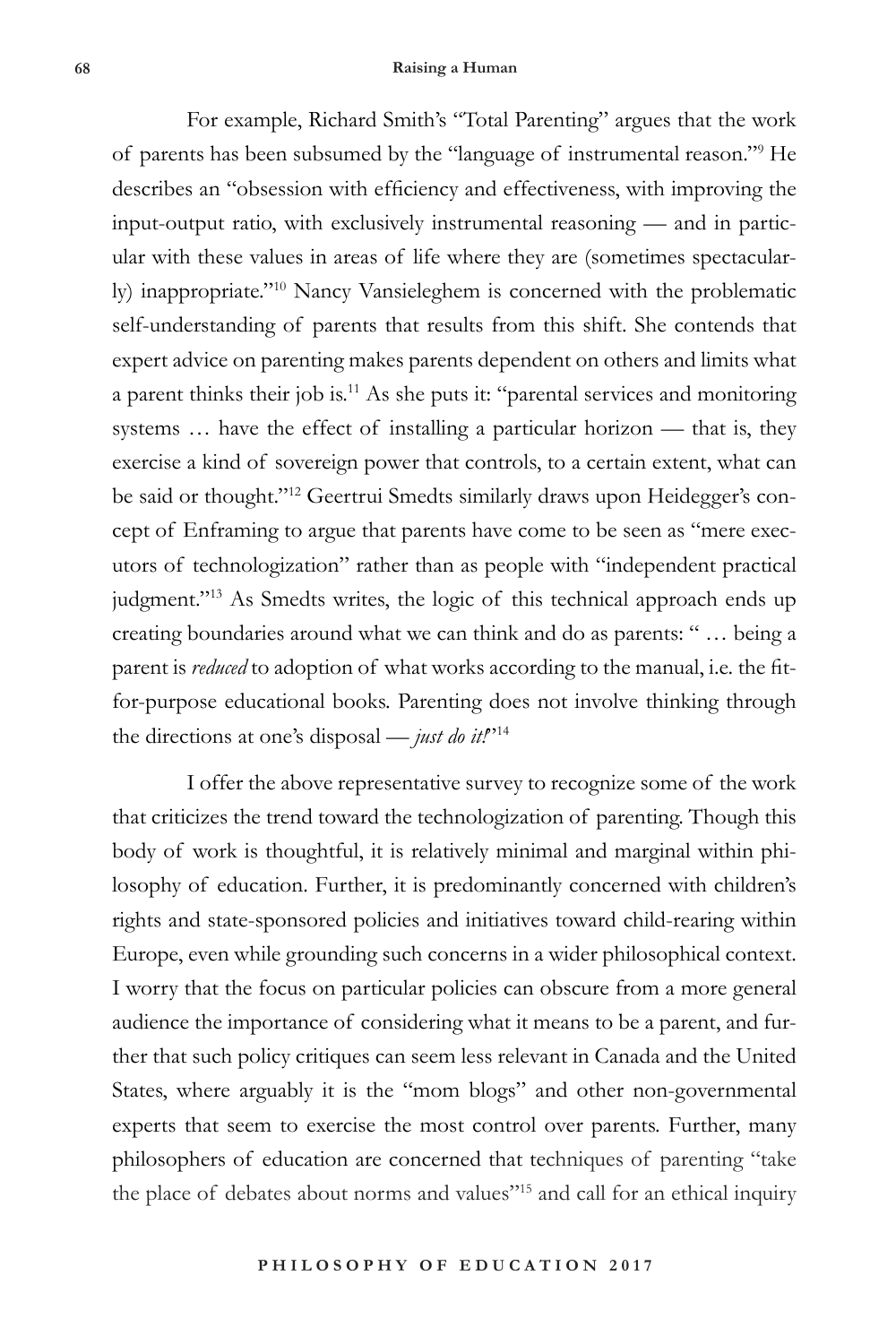For example, Richard Smith's "Total Parenting" argues that the work of parents has been subsumed by the "language of instrumental reason."[9] He describes an "obsession with efficiency and effectiveness, with improving the input-output ratio, with exclusively instrumental reasoning — and in particular with these values in areas of life where they are (sometimes spectacularly) inappropriate."[10] Nancy Vansieleghem is concerned with the problematic self-understanding of parents that results from this shift. She contends that expert advice on parenting makes parents dependent on others and limits what a parent thinks their job is.[11] As she puts it: "parental services and monitoring systems … have the effect of installing a particular horizon — that is, they exercise a kind of sovereign power that controls, to a certain extent, what can be said or thought."[12] Geertrui Smedts similarly draws upon Heidegger's concept of Enframing to argue that parents have come to be seen as "mere executors of technologization" rather than as people with "independent practical judgment."[13] As Smedts writes, the logic of this technical approach ends up creating boundaries around what we can think and do as parents: " … being a parent is *reduced* to adoption of what works according to the manual, i.e. the fit-for-purpose educational books. Parenting does not involve thinking through the directions at one's disposal — *just do it!*"[14]

I offer the above representative survey to recognize some of the work that criticizes the trend toward the technologization of parenting. Though this body of work is thoughtful, it is relatively minimal and marginal within philosophy of education. Further, it is predominantly concerned with children's rights and state-sponsored policies and initiatives toward child-rearing within Europe, even while grounding such concerns in a wider philosophical context. I worry that the focus on particular policies can obscure from a more general audience the importance of considering what it means to be a parent, and further that such policy critiques can seem less relevant in Canada and the United States, where arguably it is the "mom blogs" and other non-governmental experts that seem to exercise the most control over parents. Further, many philosophers of education are concerned that techniques of parenting "take the place of debates about norms and values"[15] and call for an ethical inquiry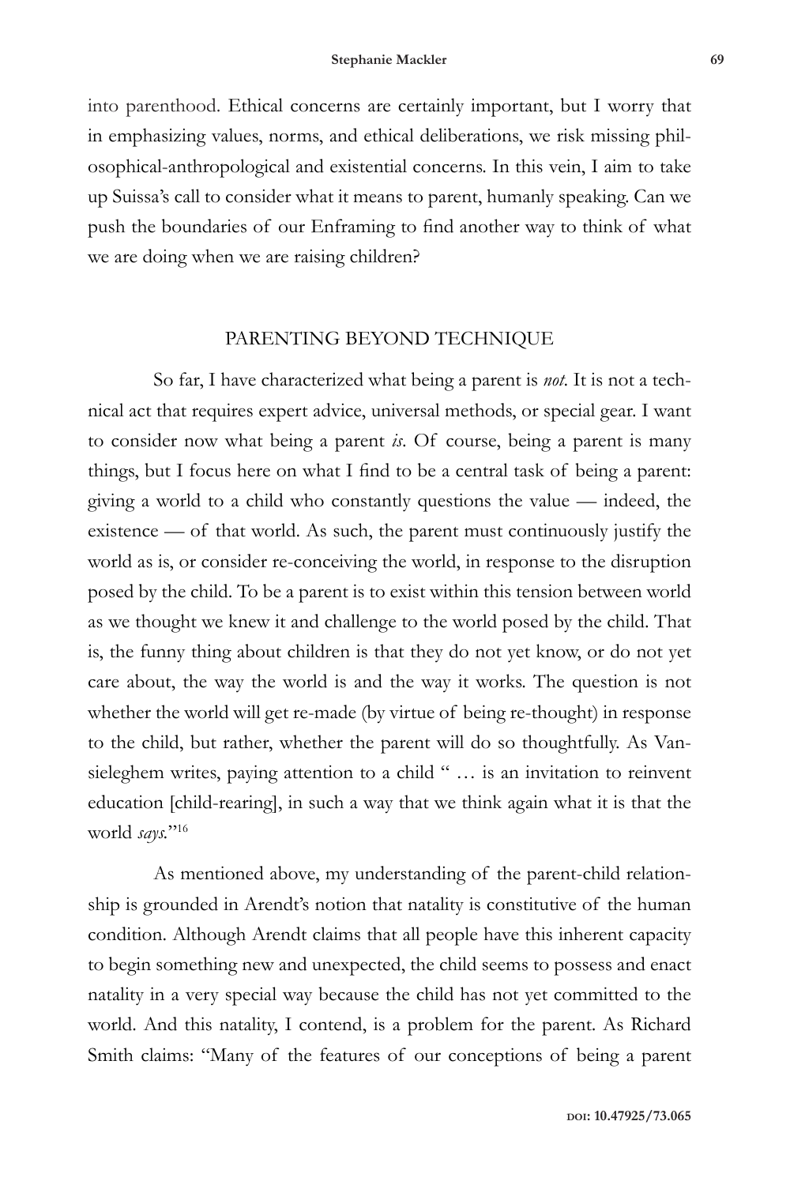into parenthood. Ethical concerns are certainly important, but I worry that in emphasizing values, norms, and ethical deliberations, we risk missing philosophical-anthropological and existential concerns. In this vein, I aim to take up Suissa's call to consider what it means to parent, humanly speaking. Can we push the boundaries of our Enframing to find another way to think of what we are doing when we are raising children?

## PARENTING BEYOND TECHNIQUE

So far, I have characterized what being a parent is *not*. It is not a technical act that requires expert advice, universal methods, or special gear. I want to consider now what being a parent *is*. Of course, being a parent is many things, but I focus here on what I find to be a central task of being a parent: giving a world to a child who constantly questions the value — indeed, the existence — of that world. As such, the parent must continuously justify the world as is, or consider re-conceiving the world, in response to the disruption posed by the child. To be a parent is to exist within this tension between world as we thought we knew it and challenge to the world posed by the child. That is, the funny thing about children is that they do not yet know, or do not yet care about, the way the world is and the way it works. The question is not whether the world will get re-made (by virtue of being re-thought) in response to the child, but rather, whether the parent will do so thoughtfully. As Vansieleghem writes, paying attention to a child " … is an invitation to reinvent education [child-rearing], in such a way that we think again what it is that the world *says*."[16]

As mentioned above, my understanding of the parent-child relationship is grounded in Arendt's notion that natality is constitutive of the human condition. Although Arendt claims that all people have this inherent capacity to begin something new and unexpected, the child seems to possess and enact natality in a very special way because the child has not yet committed to the world. And this natality, I contend, is a problem for the parent. As Richard Smith claims: "Many of the features of our conceptions of being a parent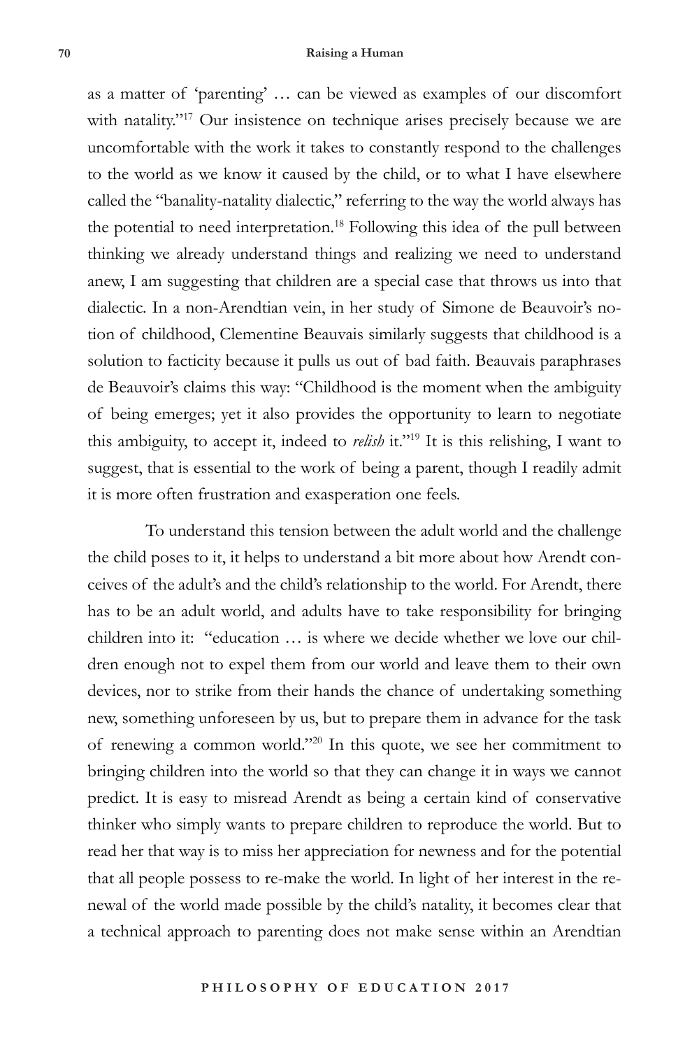as a matter of 'parenting' … can be viewed as examples of our discomfort with natality."[17] Our insistence on technique arises precisely because we are uncomfortable with the work it takes to constantly respond to the challenges to the world as we know it caused by the child, or to what I have elsewhere called the "banality-natality dialectic," referring to the way the world always has the potential to need interpretation.[18] Following this idea of the pull between thinking we already understand things and realizing we need to understand anew, I am suggesting that children are a special case that throws us into that dialectic. In a non-Arendtian vein, in her study of Simone de Beauvoir's notion of childhood, Clementine Beauvais similarly suggests that childhood is a solution to facticity because it pulls us out of bad faith. Beauvais paraphrases de Beauvoir's claims this way: "Childhood is the moment when the ambiguity of being emerges; yet it also provides the opportunity to learn to negotiate this ambiguity, to accept it, indeed to *relish* it."[19] It is this relishing, I want to suggest, that is essential to the work of being a parent, though I readily admit it is more often frustration and exasperation one feels.

To understand this tension between the adult world and the challenge the child poses to it, it helps to understand a bit more about how Arendt conceives of the adult's and the child's relationship to the world. For Arendt, there has to be an adult world, and adults have to take responsibility for bringing children into it: "education … is where we decide whether we love our children enough not to expel them from our world and leave them to their own devices, nor to strike from their hands the chance of undertaking something new, something unforeseen by us, but to prepare them in advance for the task of renewing a common world."[20] In this quote, we see her commitment to bringing children into the world so that they can change it in ways we cannot predict. It is easy to misread Arendt as being a certain kind of conservative thinker who simply wants to prepare children to reproduce the world. But to read her that way is to miss her appreciation for newness and for the potential that all people possess to re-make the world. In light of her interest in the renewal of the world made possible by the child's natality, it becomes clear that a technical approach to parenting does not make sense within an Arendtian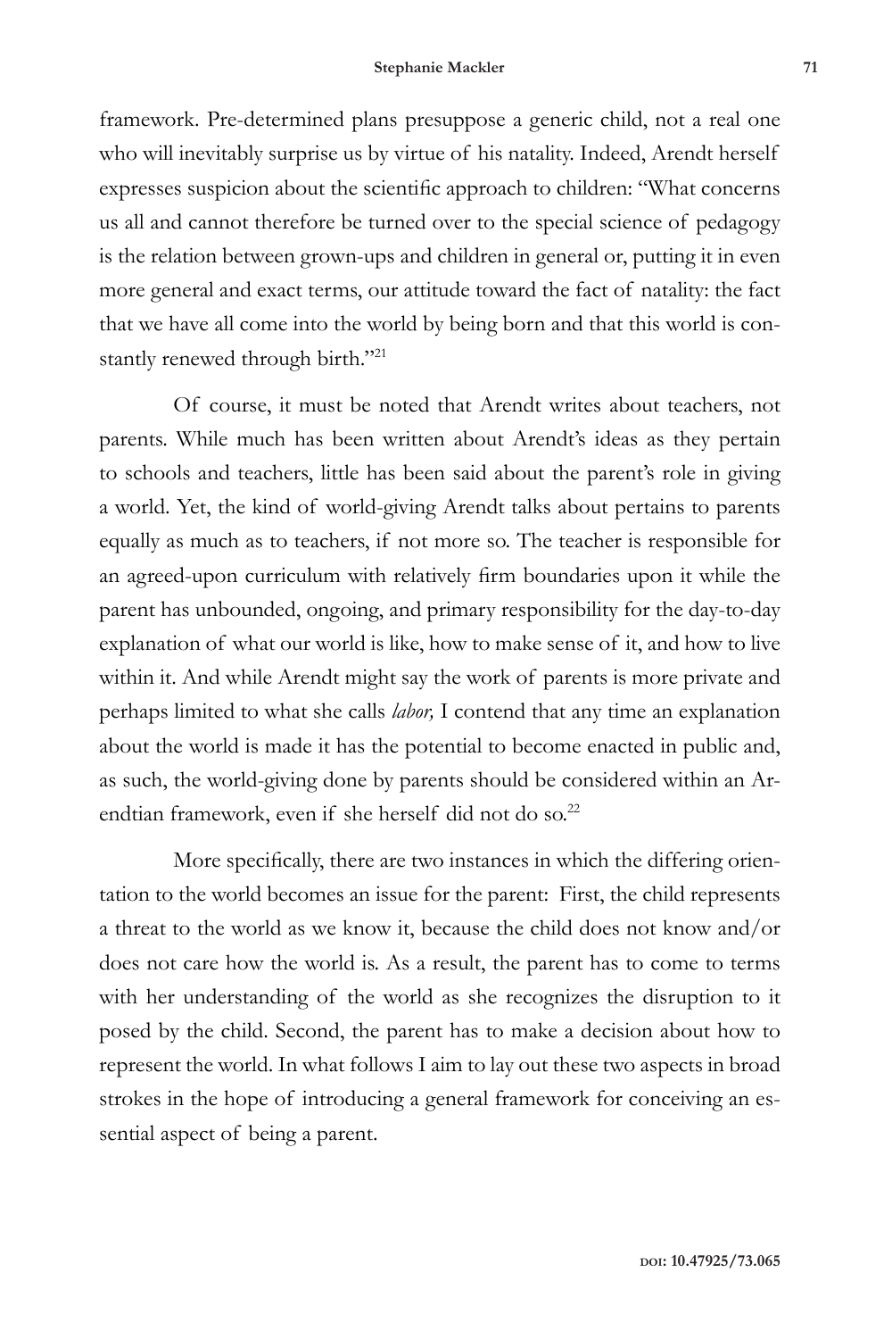framework. Pre-determined plans presuppose a generic child, not a real one who will inevitably surprise us by virtue of his natality. Indeed, Arendt herself expresses suspicion about the scientific approach to children: "What concerns us all and cannot therefore be turned over to the special science of pedagogy is the relation between grown-ups and children in general or, putting it in even more general and exact terms, our attitude toward the fact of natality: the fact that we have all come into the world by being born and that this world is constantly renewed through birth."[21]

Of course, it must be noted that Arendt writes about teachers, not parents. While much has been written about Arendt's ideas as they pertain to schools and teachers, little has been said about the parent's role in giving a world. Yet, the kind of world-giving Arendt talks about pertains to parents equally as much as to teachers, if not more so. The teacher is responsible for an agreed-upon curriculum with relatively firm boundaries upon it while the parent has unbounded, ongoing, and primary responsibility for the day-to-day explanation of what our world is like, how to make sense of it, and how to live within it. And while Arendt might say the work of parents is more private and perhaps limited to what she calls *labor,* I contend that any time an explanation about the world is made it has the potential to become enacted in public and, as such, the world-giving done by parents should be considered within an Arendtian framework, even if she herself did not do so.[22]

More specifically, there are two instances in which the differing orientation to the world becomes an issue for the parent: First, the child represents a threat to the world as we know it, because the child does not know and/or does not care how the world is. As a result, the parent has to come to terms with her understanding of the world as she recognizes the disruption to it posed by the child. Second, the parent has to make a decision about how to represent the world. In what follows I aim to lay out these two aspects in broad strokes in the hope of introducing a general framework for conceiving an essential aspect of being a parent.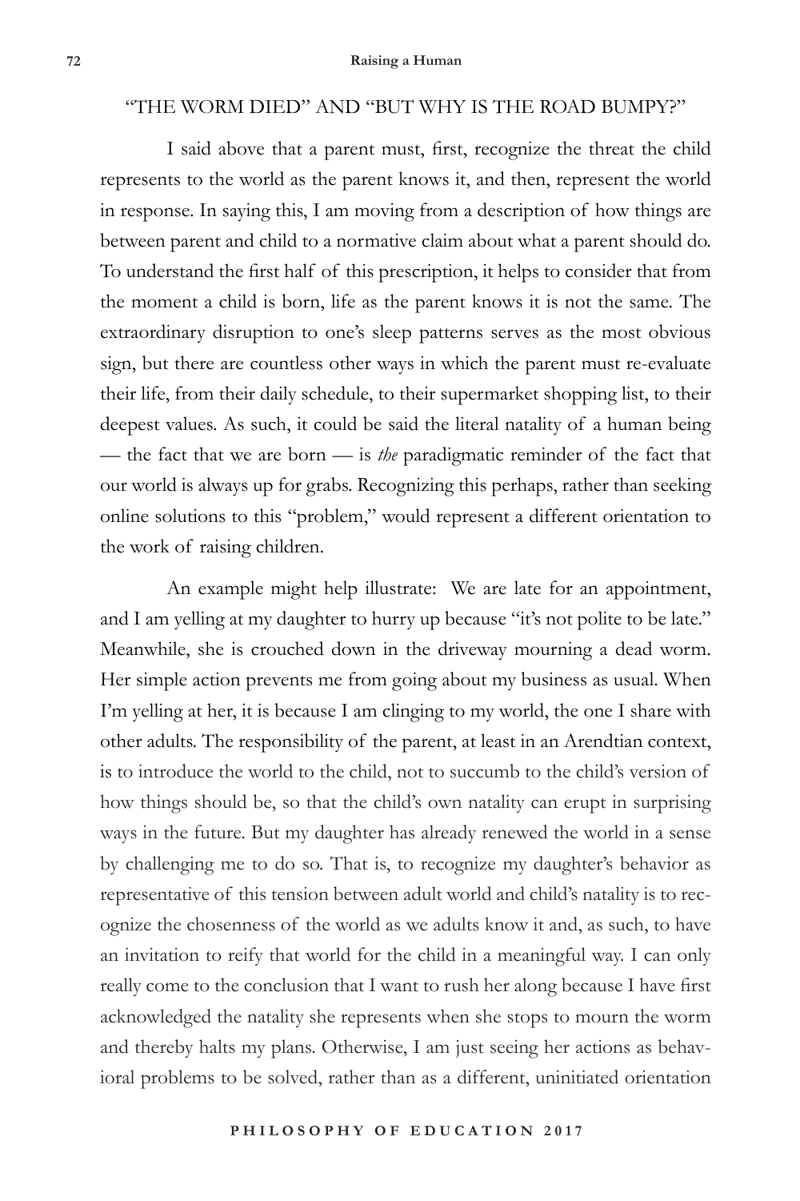## "THE WORM DIED" AND "BUT WHY IS THE ROAD BUMPY?"

I said above that a parent must, first, recognize the threat the child represents to the world as the parent knows it, and then, represent the world in response. In saying this, I am moving from a description of how things are between parent and child to a normative claim about what a parent should do. To understand the first half of this prescription, it helps to consider that from the moment a child is born, life as the parent knows it is not the same. The extraordinary disruption to one's sleep patterns serves as the most obvious sign, but there are countless other ways in which the parent must re-evaluate their life, from their daily schedule, to their supermarket shopping list, to their deepest values. As such, it could be said the literal natality of a human being — the fact that we are born — is *the* paradigmatic reminder of the fact that our world is always up for grabs. Recognizing this perhaps, rather than seeking online solutions to this "problem," would represent a different orientation to the work of raising children.

An example might help illustrate: We are late for an appointment, and I am yelling at my daughter to hurry up because "it's not polite to be late." Meanwhile, she is crouched down in the driveway mourning a dead worm. Her simple action prevents me from going about my business as usual. When I'm yelling at her, it is because I am clinging to my world, the one I share with other adults. The responsibility of the parent, at least in an Arendtian context, is to introduce the world to the child, not to succumb to the child's version of how things should be, so that the child's own natality can erupt in surprising ways in the future. But my daughter has already renewed the world in a sense by challenging me to do so. That is, to recognize my daughter's behavior as representative of this tension between adult world and child's natality is to recognize the chosenness of the world as we adults know it and, as such, to have an invitation to reify that world for the child in a meaningful way. I can only really come to the conclusion that I want to rush her along because I have first acknowledged the natality she represents when she stops to mourn the worm and thereby halts my plans. Otherwise, I am just seeing her actions as behavioral problems to be solved, rather than as a different, uninitiated orientation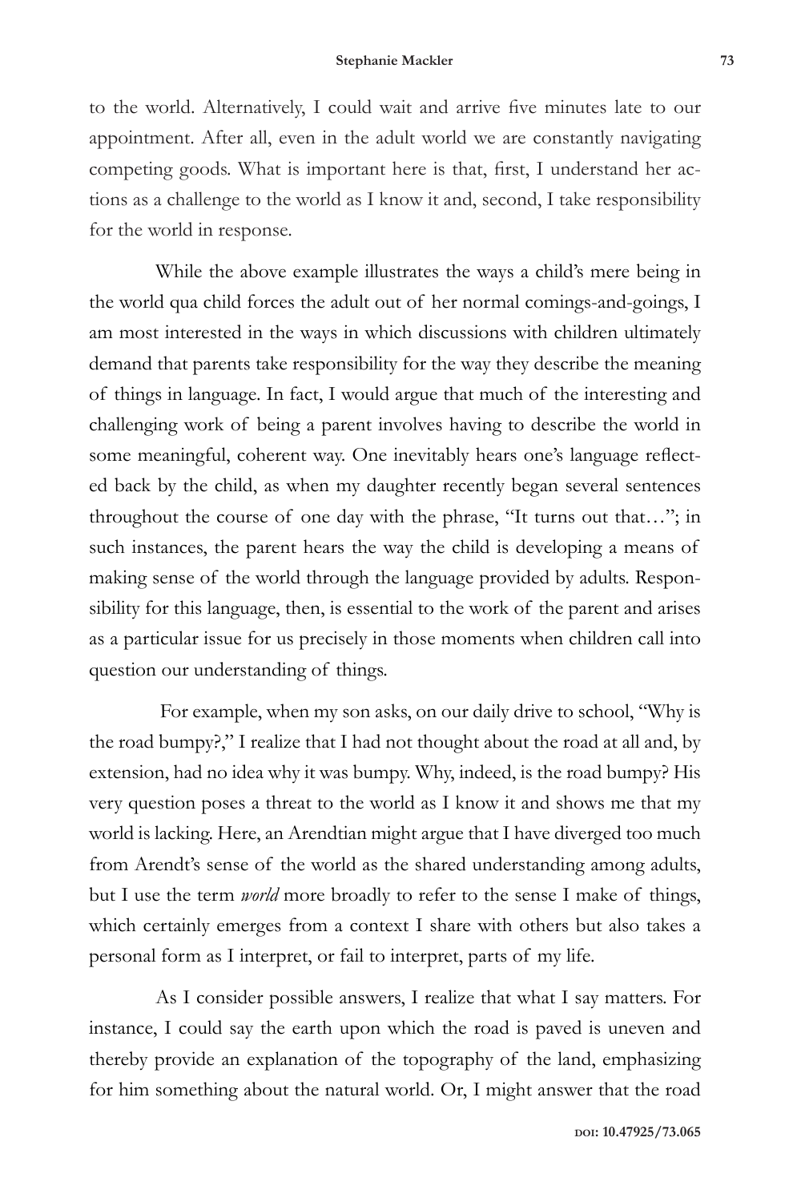to the world. Alternatively, I could wait and arrive five minutes late to our appointment. After all, even in the adult world we are constantly navigating competing goods. What is important here is that, first, I understand her actions as a challenge to the world as I know it and, second, I take responsibility for the world in response.

While the above example illustrates the ways a child's mere being in the world qua child forces the adult out of her normal comings-and-goings, I am most interested in the ways in which discussions with children ultimately demand that parents take responsibility for the way they describe the meaning of things in language. In fact, I would argue that much of the interesting and challenging work of being a parent involves having to describe the world in some meaningful, coherent way. One inevitably hears one's language reflected back by the child, as when my daughter recently began several sentences throughout the course of one day with the phrase, "It turns out that…"; in such instances, the parent hears the way the child is developing a means of making sense of the world through the language provided by adults. Responsibility for this language, then, is essential to the work of the parent and arises as a particular issue for us precisely in those moments when children call into question our understanding of things.

For example, when my son asks, on our daily drive to school, "Why is the road bumpy?," I realize that I had not thought about the road at all and, by extension, had no idea why it was bumpy. Why, indeed, is the road bumpy? His very question poses a threat to the world as I know it and shows me that my world is lacking. Here, an Arendtian might argue that I have diverged too much from Arendt's sense of the world as the shared understanding among adults, but I use the term *world* more broadly to refer to the sense I make of things, which certainly emerges from a context I share with others but also takes a personal form as I interpret, or fail to interpret, parts of my life.

As I consider possible answers, I realize that what I say matters. For instance, I could say the earth upon which the road is paved is uneven and thereby provide an explanation of the topography of the land, emphasizing for him something about the natural world. Or, I might answer that the road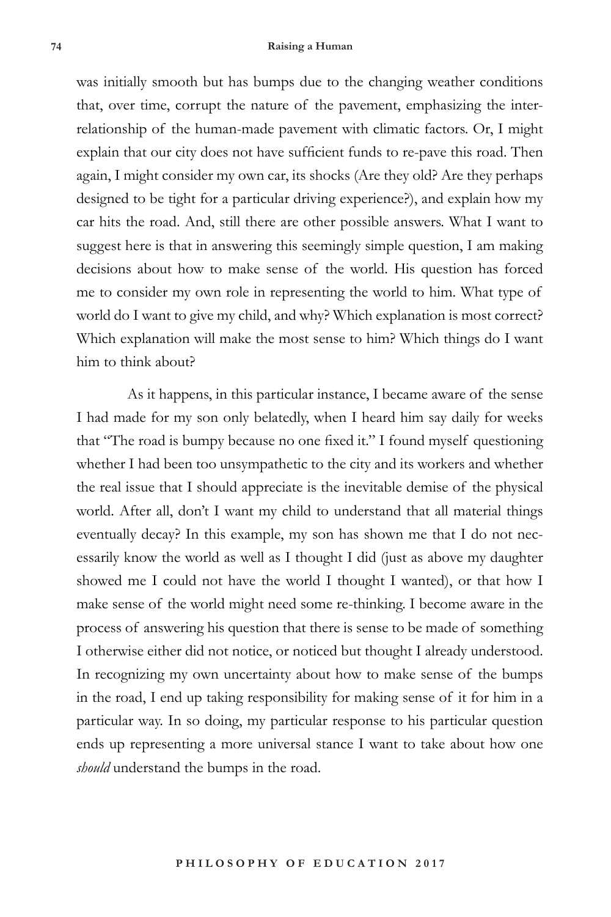was initially smooth but has bumps due to the changing weather conditions that, over time, corrupt the nature of the pavement, emphasizing the interrelationship of the human-made pavement with climatic factors. Or, I might explain that our city does not have sufficient funds to re-pave this road. Then again, I might consider my own car, its shocks (Are they old? Are they perhaps designed to be tight for a particular driving experience?), and explain how my car hits the road. And, still there are other possible answers. What I want to suggest here is that in answering this seemingly simple question, I am making decisions about how to make sense of the world. His question has forced me to consider my own role in representing the world to him. What type of world do I want to give my child, and why? Which explanation is most correct? Which explanation will make the most sense to him? Which things do I want him to think about?

As it happens, in this particular instance, I became aware of the sense I had made for my son only belatedly, when I heard him say daily for weeks that "The road is bumpy because no one fixed it." I found myself questioning whether I had been too unsympathetic to the city and its workers and whether the real issue that I should appreciate is the inevitable demise of the physical world. After all, don't I want my child to understand that all material things eventually decay? In this example, my son has shown me that I do not necessarily know the world as well as I thought I did (just as above my daughter showed me I could not have the world I thought I wanted), or that how I make sense of the world might need some re-thinking. I become aware in the process of answering his question that there is sense to be made of something I otherwise either did not notice, or noticed but thought I already understood. In recognizing my own uncertainty about how to make sense of the bumps in the road, I end up taking responsibility for making sense of it for him in a particular way. In so doing, my particular response to his particular question ends up representing a more universal stance I want to take about how one *should* understand the bumps in the road.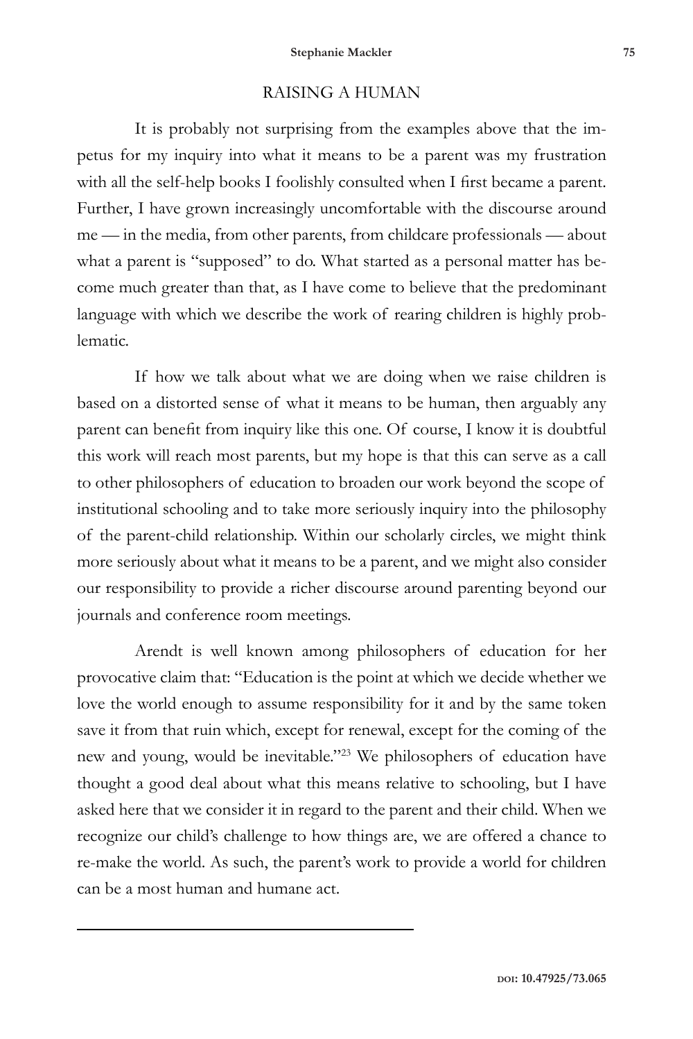## RAISING A HUMAN

It is probably not surprising from the examples above that the impetus for my inquiry into what it means to be a parent was my frustration with all the self-help books I foolishly consulted when I first became a parent. Further, I have grown increasingly uncomfortable with the discourse around me — in the media, from other parents, from childcare professionals — about what a parent is "supposed" to do. What started as a personal matter has become much greater than that, as I have come to believe that the predominant language with which we describe the work of rearing children is highly problematic.

If how we talk about what we are doing when we raise children is based on a distorted sense of what it means to be human, then arguably any parent can benefit from inquiry like this one. Of course, I know it is doubtful this work will reach most parents, but my hope is that this can serve as a call to other philosophers of education to broaden our work beyond the scope of institutional schooling and to take more seriously inquiry into the philosophy of the parent-child relationship. Within our scholarly circles, we might think more seriously about what it means to be a parent, and we might also consider our responsibility to provide a richer discourse around parenting beyond our journals and conference room meetings.

Arendt is well known among philosophers of education for her provocative claim that: "Education is the point at which we decide whether we love the world enough to assume responsibility for it and by the same token save it from that ruin which, except for renewal, except for the coming of the new and young, would be inevitable."[23] We philosophers of education have thought a good deal about what this means relative to schooling, but I have asked here that we consider it in regard to the parent and their child. When we recognize our child's challenge to how things are, we are offered a chance to re-make the world. As such, the parent's work to provide a world for children can be a most human and humane act.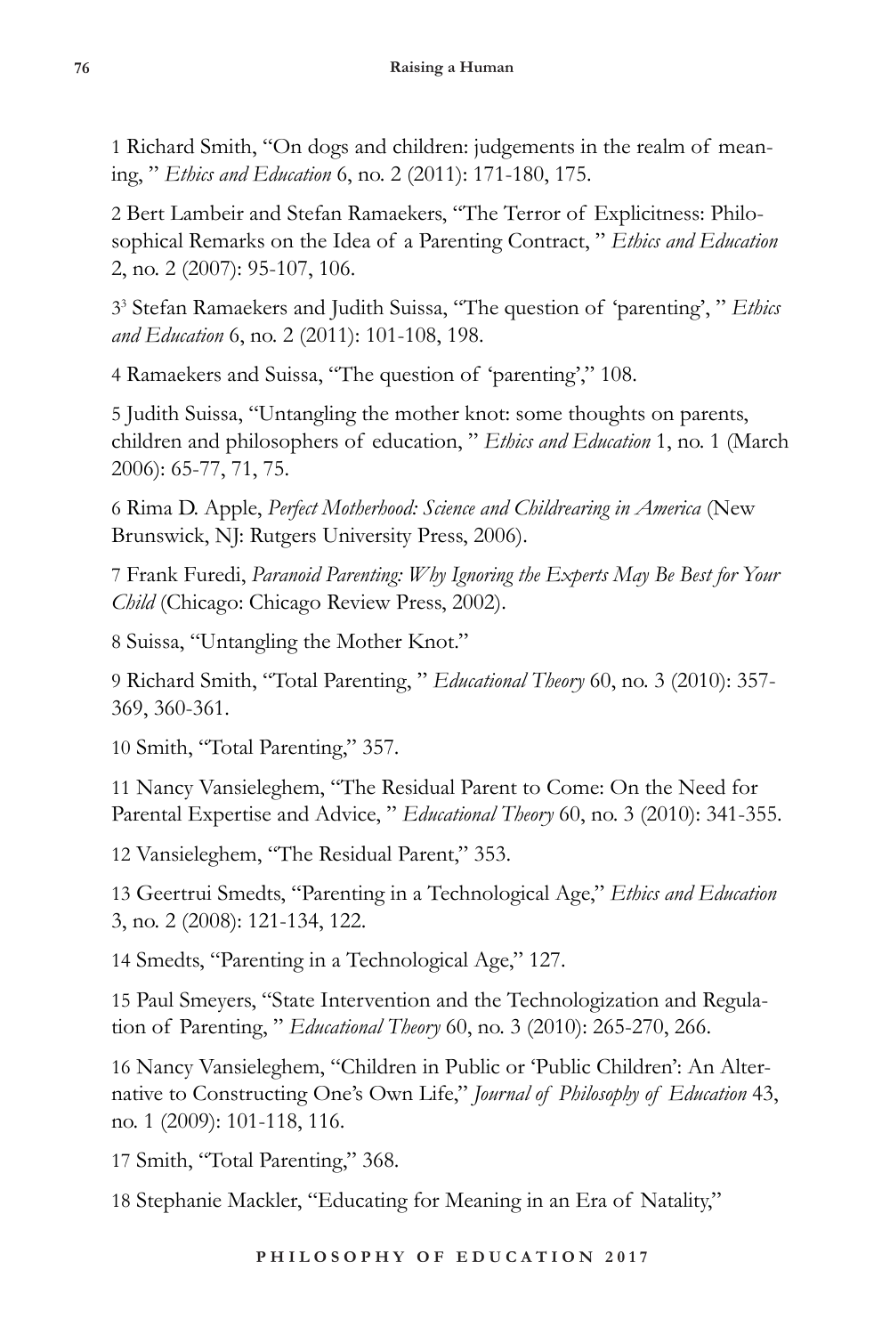1 Richard Smith, "On dogs and children: judgements in the realm of meaning, " *Ethics and Education* 6, no. 2 (2011): 171-180, 175.

2 Bert Lambeir and Stefan Ramaekers, "The Terror of Explicitness: Philosophical Remarks on the Idea of a Parenting Contract, " *Ethics and Education* 2, no. 2 (2007): 95-107, 106.

3[3] Stefan Ramaekers and Judith Suissa, "The question of 'parenting', " *Ethics and Education* 6, no. 2 (2011): 101-108, 198.

4 Ramaekers and Suissa, "The question of 'parenting'," 108.

5 Judith Suissa, "Untangling the mother knot: some thoughts on parents, children and philosophers of education, " *Ethics and Education* 1, no. 1 (March 2006): 65-77, 71, 75.

6 Rima D. Apple, *Perfect Motherhood: Science and Childrearing in America* (New Brunswick, NJ: Rutgers University Press, 2006).

7 Frank Furedi, *Paranoid Parenting: Why Ignoring the Experts May Be Best for Your Child* (Chicago: Chicago Review Press, 2002).

8 Suissa, "Untangling the Mother Knot."

9 Richard Smith, "Total Parenting, " *Educational Theory* 60, no. 3 (2010): 357-369, 360-361.

10 Smith, "Total Parenting," 357.

11 Nancy Vansieleghem, "The Residual Parent to Come: On the Need for Parental Expertise and Advice, " *Educational Theory* 60, no. 3 (2010): 341-355.

12 Vansieleghem, "The Residual Parent," 353.

13 Geertrui Smedts, "Parenting in a Technological Age," *Ethics and Education* 3, no. 2 (2008): 121-134, 122.

14 Smedts, "Parenting in a Technological Age," 127.

15 Paul Smeyers, "State Intervention and the Technologization and Regulation of Parenting, " *Educational Theory* 60, no. 3 (2010): 265-270, 266.

16 Nancy Vansieleghem, "Children in Public or 'Public Children': An Alternative to Constructing One's Own Life," *Journal of Philosophy of Education* 43, no. 1 (2009): 101-118, 116.

17 Smith, "Total Parenting," 368.

18 Stephanie Mackler, "Educating for Meaning in an Era of Natality,"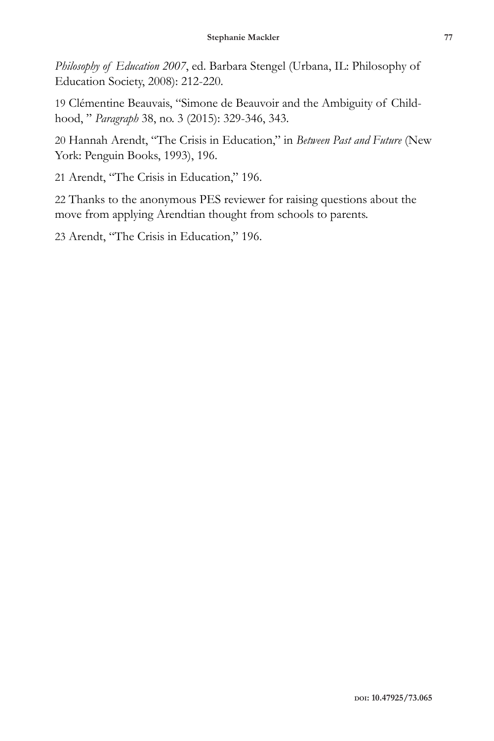*Philosophy of Education 2007*, ed. Barbara Stengel (Urbana, IL: Philosophy of Education Society, 2008): 212-220.

19 Clémentine Beauvais, "Simone de Beauvoir and the Ambiguity of Childhood, " *Paragraph* 38, no. 3 (2015): 329-346, 343.

20 Hannah Arendt, "The Crisis in Education," in *Between Past and Future* (New York: Penguin Books, 1993), 196.

21 Arendt, "The Crisis in Education," 196.

22 Thanks to the anonymous PES reviewer for raising questions about the move from applying Arendtian thought from schools to parents.

23 Arendt, "The Crisis in Education," 196.